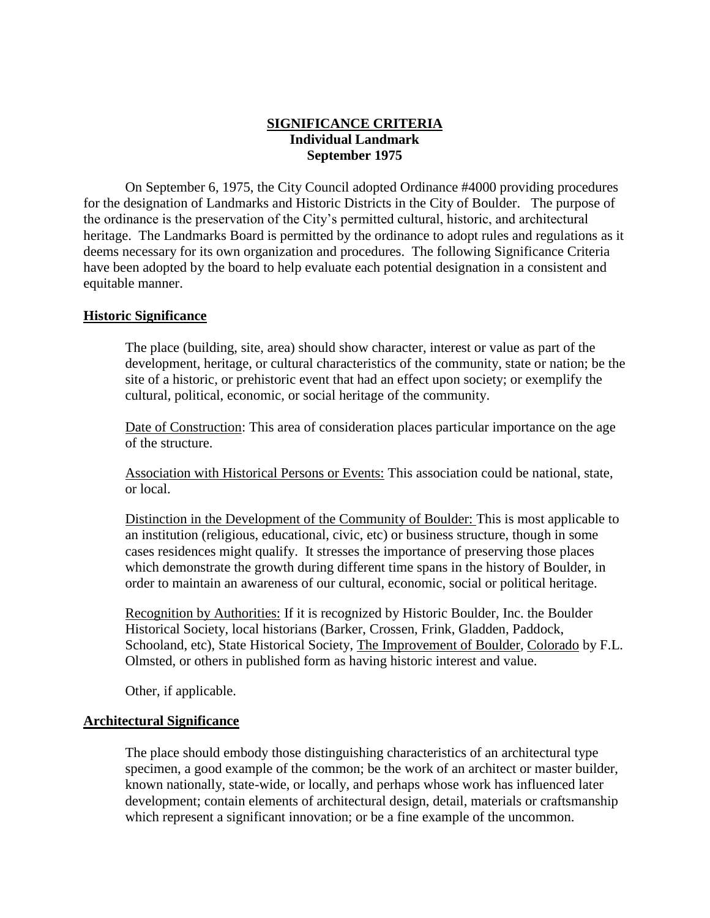**SIGNIFICANCE CRITERIA**
**Individual Landmark**
**September 1975**

On September 6, 1975, the City Council adopted Ordinance #4000 providing procedures for the designation of Landmarks and Historic Districts in the City of Boulder. The purpose of the ordinance is the preservation of the City's permitted cultural, historic, and architectural heritage. The Landmarks Board is permitted by the ordinance to adopt rules and regulations as it deems necessary for its own organization and procedures. The following Significance Criteria have been adopted by the board to help evaluate each potential designation in a consistent and equitable manner.

## Historic Significance

The place (building, site, area) should show character, interest or value as part of the development, heritage, or cultural characteristics of the community, state or nation; be the site of a historic, or prehistoric event that had an effect upon society; or exemplify the cultural, political, economic, or social heritage of the community.

Date of Construction: This area of consideration places particular importance on the age of the structure.

Association with Historical Persons or Events: This association could be national, state, or local.

Distinction in the Development of the Community of Boulder: This is most applicable to an institution (religious, educational, civic, etc) or business structure, though in some cases residences might qualify. It stresses the importance of preserving those places which demonstrate the growth during different time spans in the history of Boulder, in order to maintain an awareness of our cultural, economic, social or political heritage.

Recognition by Authorities: If it is recognized by Historic Boulder, Inc. the Boulder Historical Society, local historians (Barker, Crossen, Frink, Gladden, Paddock, Schooland, etc), State Historical Society, The Improvement of Boulder, Colorado by F.L. Olmsted, or others in published form as having historic interest and value.

Other, if applicable.

## Architectural Significance

The place should embody those distinguishing characteristics of an architectural type specimen, a good example of the common; be the work of an architect or master builder, known nationally, state-wide, or locally, and perhaps whose work has influenced later development; contain elements of architectural design, detail, materials or craftsmanship which represent a significant innovation; or be a fine example of the uncommon.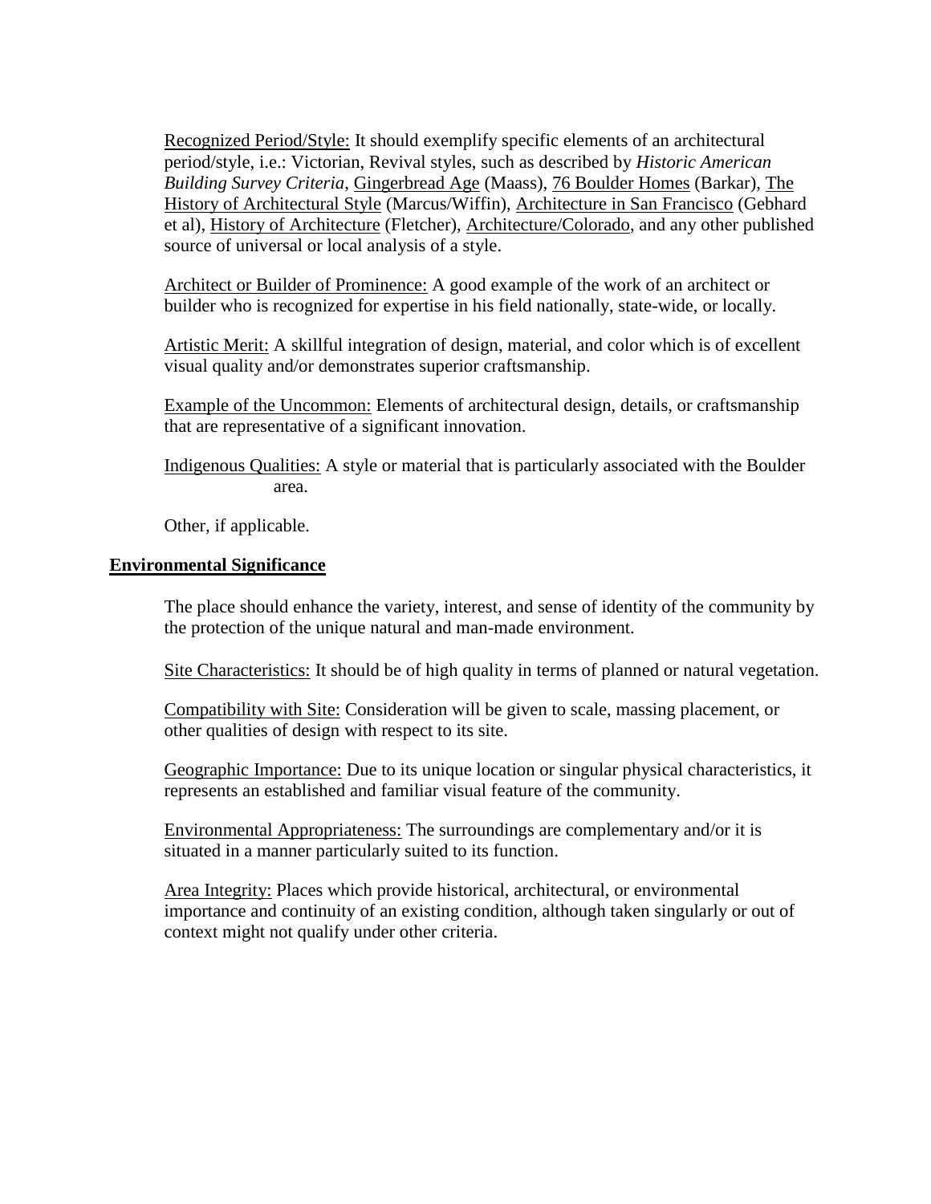Recognized Period/Style: It should exemplify specific elements of an architectural period/style, i.e.: Victorian, Revival styles, such as described by *Historic American Building Survey Criteria*, Gingerbread Age (Maass), 76 Boulder Homes (Barkar), The History of Architectural Style (Marcus/Wiffin), Architecture in San Francisco (Gebhard et al), History of Architecture (Fletcher), Architecture/Colorado, and any other published source of universal or local analysis of a style.

Architect or Builder of Prominence: A good example of the work of an architect or builder who is recognized for expertise in his field nationally, state-wide, or locally.

Artistic Merit: A skillful integration of design, material, and color which is of excellent visual quality and/or demonstrates superior craftsmanship.

Example of the Uncommon: Elements of architectural design, details, or craftsmanship that are representative of a significant innovation.

Indigenous Qualities: A style or material that is particularly associated with the Boulder area.

Other, if applicable.

**Environmental Significance**

The place should enhance the variety, interest, and sense of identity of the community by the protection of the unique natural and man-made environment.

Site Characteristics: It should be of high quality in terms of planned or natural vegetation.

Compatibility with Site: Consideration will be given to scale, massing placement, or other qualities of design with respect to its site.

Geographic Importance: Due to its unique location or singular physical characteristics, it represents an established and familiar visual feature of the community.

Environmental Appropriateness: The surroundings are complementary and/or it is situated in a manner particularly suited to its function.

Area Integrity: Places which provide historical, architectural, or environmental importance and continuity of an existing condition, although taken singularly or out of context might not qualify under other criteria.